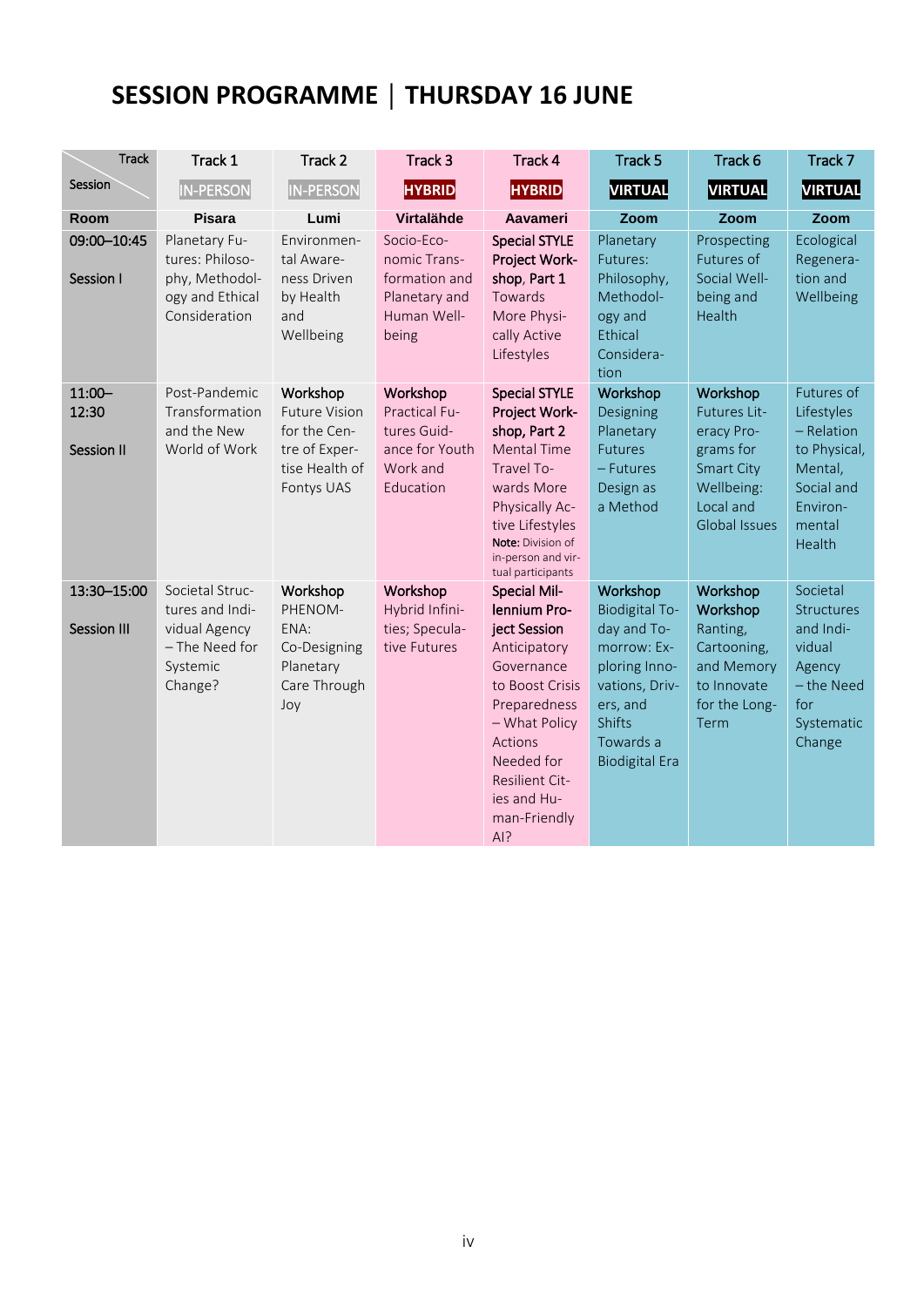# SESSION PROGRAMME | THURSDAY 16 JUNE

| Track / Session | Track 1 | Track 2 | Track 3 | Track 4 | Track 5 | Track 6 | Track 7 |
|---|---|---|---|---|---|---|---|
| | IN-PERSON | IN-PERSON | HYBRID | HYBRID | VIRTUAL | VIRTUAL | VIRTUAL |
| **Room** | **Pisara** | **Lumi** | **Virtalähde** | **Aavameri** | **Zoom** | **Zoom** | **Zoom** |
| 09:00–10:45 Session I | Planetary Futures: Philosophy, Methodology and Ethical Consideration | Environmental Awareness Driven by Health and Wellbeing | Socio-Economic Transformation and Planetary and Human Wellbeing | Special STYLE Project Workshop, Part 1 Towards More Physically Active Lifestyles | Planetary Futures: Philosophy, Methodology and Ethical Consideration | Prospecting Futures of Social Wellbeing and Health | Ecological Regeneration and Wellbeing |
| 11:00–12:30 Session II | Post-Pandemic Transformation and the New World of Work | Workshop Future Vision for the Centre of Expertise Health of Fontys UAS | Workshop Practical Futures Guidance for Youth Work and Education | Special STYLE Project Workshop, Part 2 Mental Time Travel Towards More Physically Active Lifestyles **Note:** Division of in-person and virtual participants | Workshop Designing Planetary Futures – Futures Design as a Method | Workshop Futures Literacy Programs for Smart City Wellbeing: Local and Global Issues | Futures of Lifestyles – Relation to Physical, Mental, Social and Environmental Health |
| 13:30–15:00 Session III | Societal Structures and Individual Agency – The Need for Systemic Change? | Workshop PHENOMENA: Co-Designing Planetary Care Through Joy | Workshop Hybrid Infinities; Speculative Futures | Special Millennium Project Session Anticipatory Governance to Boost Crisis Preparedness – What Policy Actions Needed for Resilient Cities and Human-Friendly AI? | Workshop Biodigital Today and Tomorrow: Exploring Innovations, Drivers, and Shifts Towards a Biodigital Era | Workshop Workshop Ranting, Cartooning, and Memory to Innovate for the Long-Term | Societal Structures and Individual Agency – the Need for Systematic Change |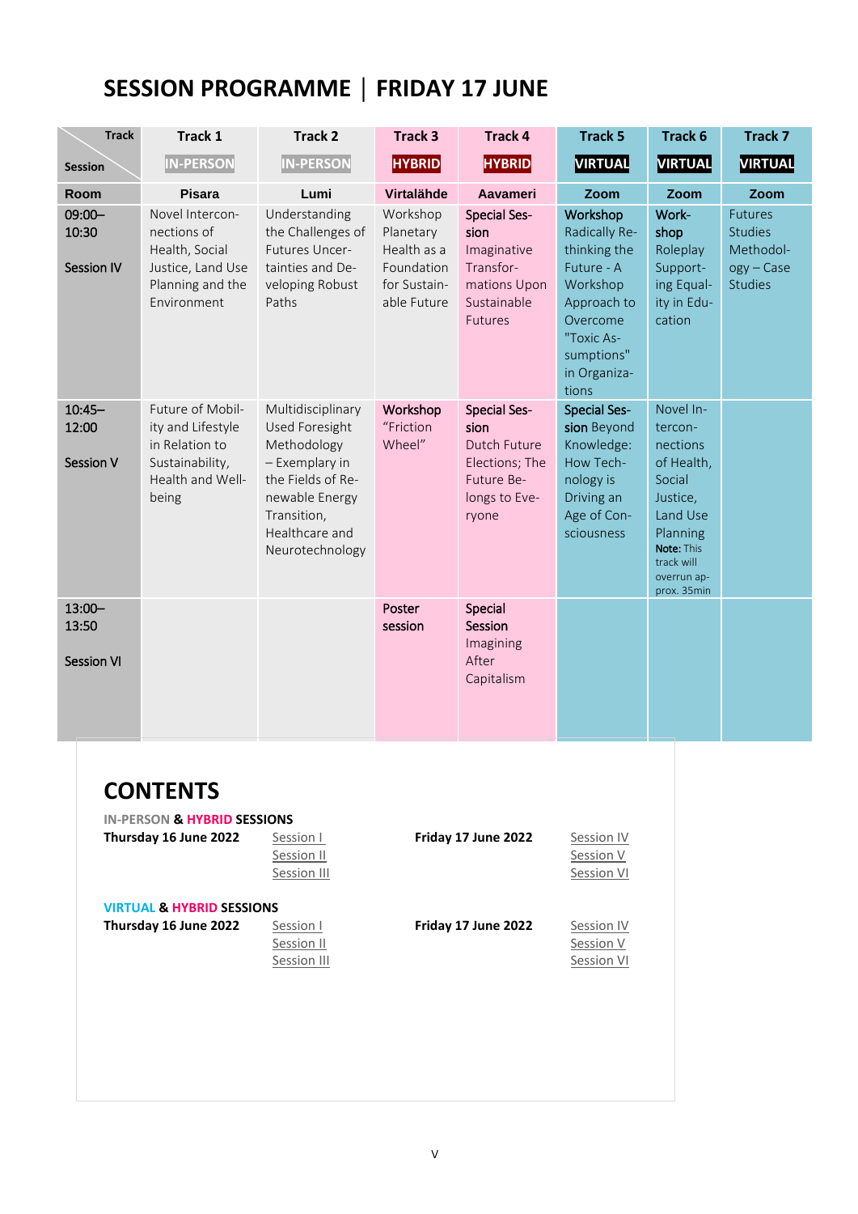# SESSION PROGRAMME | FRIDAY 17 JUNE

| Session / Track | Track 1 IN-PERSON | Track 2 IN-PERSON | Track 3 HYBRID | Track 4 HYBRID | Track 5 VIRTUAL | Track 6 VIRTUAL | Track 7 VIRTUAL |
|---|---|---|---|---|---|---|---|
| **Room** | **Pisara** | **Lumi** | **Virtalähde** | **Aavameri** | **Zoom** | **Zoom** | **Zoom** |
| 09:00–10:30 Session IV | Novel Interconnections of Health, Social Justice, Land Use Planning and the Environment | Understanding the Challenges of Futures Uncertainties and Developing Robust Paths | Workshop Planetary Health as a Foundation for Sustainable Future | Special Session Imaginative Transformations Upon Sustainable Futures | Workshop Radically Rethinking the Future - A Workshop Approach to Overcome "Toxic Assumptions" in Organizations | Workshop Roleplay Supporting Equality in Education | Futures Studies Methodology – Case Studies |
| 10:45–12:00 Session V | Future of Mobility and Lifestyle in Relation to Sustainability, Health and Wellbeing | Multidisciplinary Used Foresight Methodology – Exemplary in the Fields of Renewable Energy Transition, Healthcare and Neurotechnology | Workshop "Friction Wheel" | Special Session Dutch Future Elections; The Future Belongs to Everyone | Special Session Beyond Knowledge: How Technology is Driving an Age of Consciousness | Novel Interconnections of Health, Social Justice, Land Use Planning **Note:** This track will overrun approx. 35min | |
| 13:00–13:50 Session VI | | | Poster session | Special Session Imagining After Capitalism | | | |

# CONTENTS

**IN-PERSON & HYBRID SESSIONS**

**Thursday 16 June 2022** — Session I, Session II, Session III

**Friday 17 June 2022** — Session IV, Session V, Session VI

**VIRTUAL & HYBRID SESSIONS**

**Thursday 16 June 2022** — Session I, Session II, Session III

**Friday 17 June 2022** — Session IV, Session V, Session VI